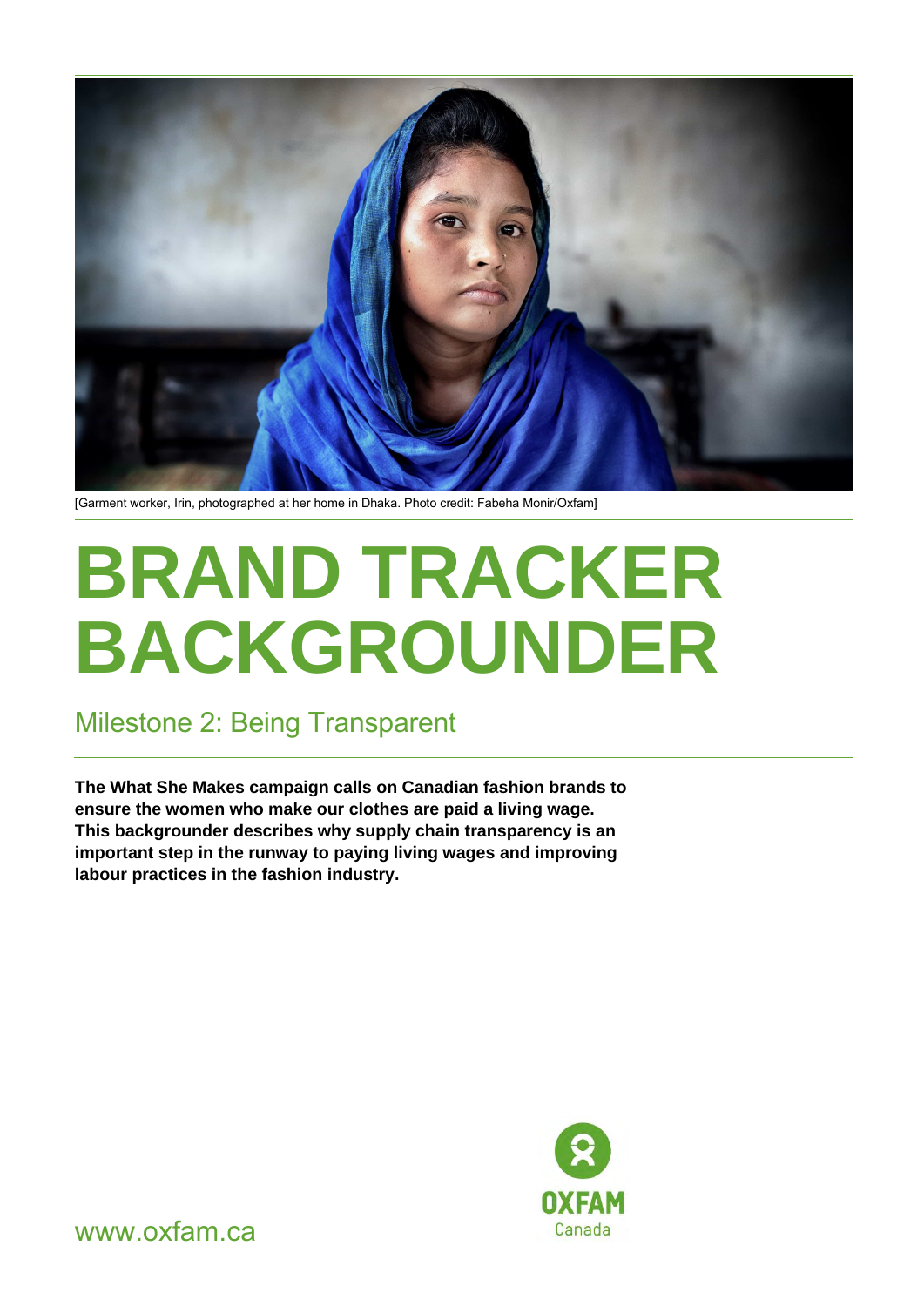[Garment worker, Irin, photographed at her home in Dhaka. Photo credit: Fabeha Monir/Oxfam]

# BRAND TRACKER BACKGROUNDER

## Milestone 2: Being Transparent

**The What She Makes campaign calls on Canadian fashion brands to ensure the women who make our clothes are paid a living wage. This backgrounder describes why supply chain transparency is an important step in the runway to paying living wages and improving labour practices in the fashion industry.**

OXFAM Canada

www.oxfam.ca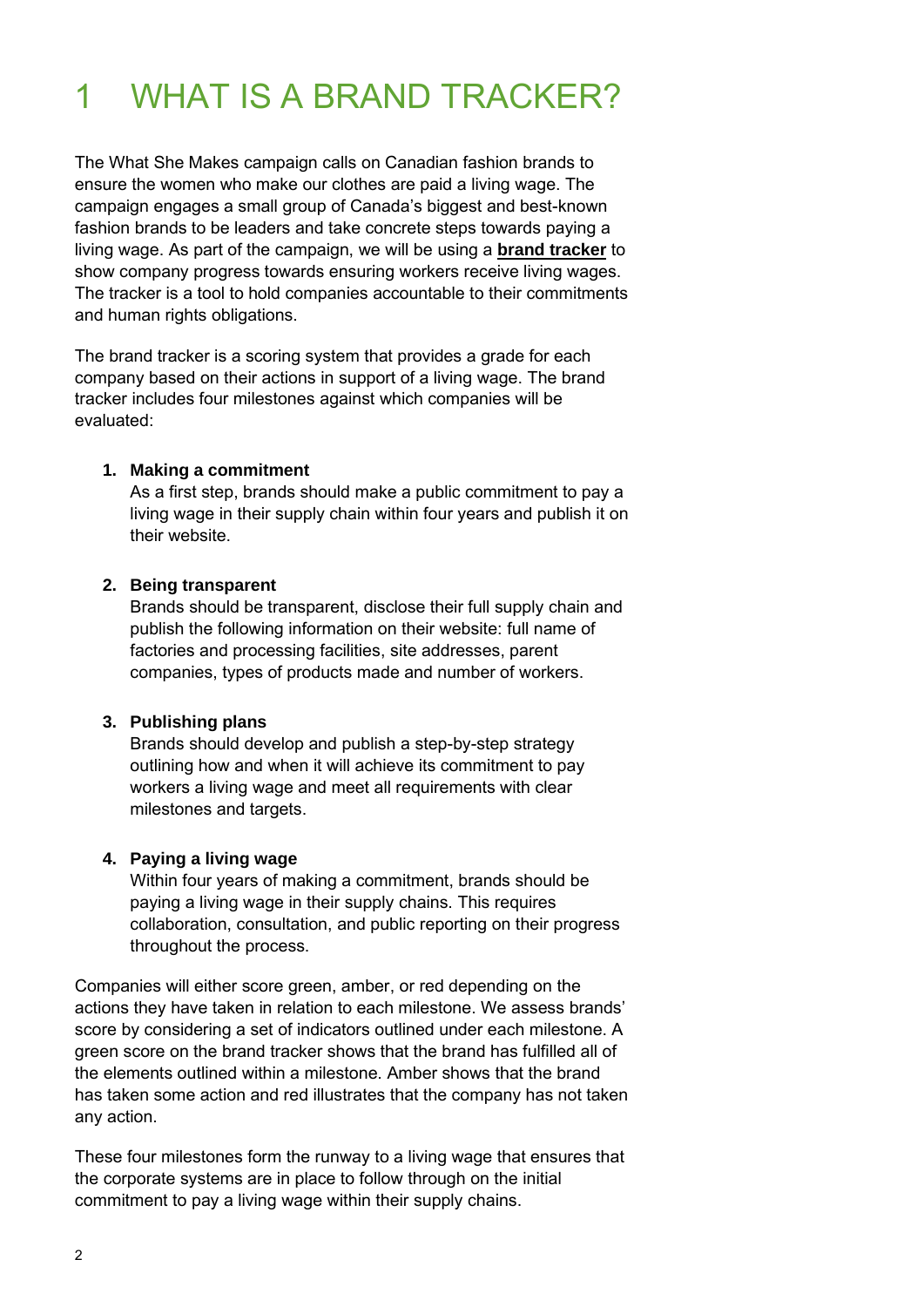# 1 WHAT IS A BRAND TRACKER?

The What She Makes campaign calls on Canadian fashion brands to ensure the women who make our clothes are paid a living wage. The campaign engages a small group of Canada's biggest and best-known fashion brands to be leaders and take concrete steps towards paying a living wage. As part of the campaign, we will be using a **brand tracker** to show company progress towards ensuring workers receive living wages. The tracker is a tool to hold companies accountable to their commitments and human rights obligations.

The brand tracker is a scoring system that provides a grade for each company based on their actions in support of a living wage. The brand tracker includes four milestones against which companies will be evaluated:

1. **Making a commitment**
   As a first step, brands should make a public commitment to pay a living wage in their supply chain within four years and publish it on their website.

2. **Being transparent**
   Brands should be transparent, disclose their full supply chain and publish the following information on their website: full name of factories and processing facilities, site addresses, parent companies, types of products made and number of workers.

3. **Publishing plans**
   Brands should develop and publish a step-by-step strategy outlining how and when it will achieve its commitment to pay workers a living wage and meet all requirements with clear milestones and targets.

4. **Paying a living wage**
   Within four years of making a commitment, brands should be paying a living wage in their supply chains. This requires collaboration, consultation, and public reporting on their progress throughout the process.

Companies will either score green, amber, or red depending on the actions they have taken in relation to each milestone. We assess brands' score by considering a set of indicators outlined under each milestone. A green score on the brand tracker shows that the brand has fulfilled all of the elements outlined within a milestone. Amber shows that the brand has taken some action and red illustrates that the company has not taken any action.

These four milestones form the runway to a living wage that ensures that the corporate systems are in place to follow through on the initial commitment to pay a living wage within their supply chains.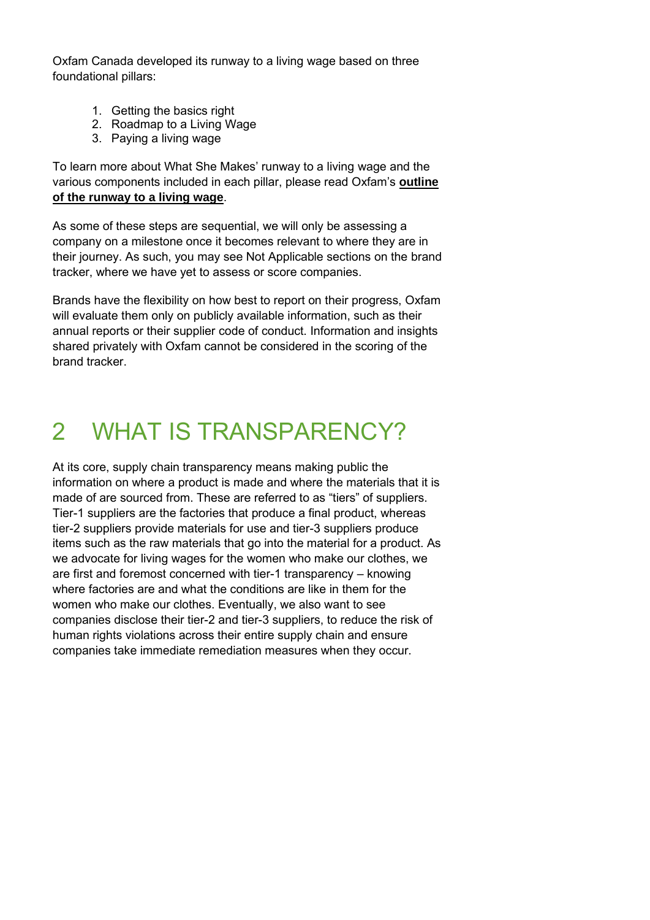Oxfam Canada developed its runway to a living wage based on three foundational pillars:

1. Getting the basics right
2. Roadmap to a Living Wage
3. Paying a living wage

To learn more about What She Makes' runway to a living wage and the various components included in each pillar, please read Oxfam's **outline of the runway to a living wage**.

As some of these steps are sequential, we will only be assessing a company on a milestone once it becomes relevant to where they are in their journey. As such, you may see Not Applicable sections on the brand tracker, where we have yet to assess or score companies.

Brands have the flexibility on how best to report on their progress, Oxfam will evaluate them only on publicly available information, such as their annual reports or their supplier code of conduct. Information and insights shared privately with Oxfam cannot be considered in the scoring of the brand tracker.

# 2 WHAT IS TRANSPARENCY?

At its core, supply chain transparency means making public the information on where a product is made and where the materials that it is made of are sourced from. These are referred to as "tiers" of suppliers. Tier-1 suppliers are the factories that produce a final product, whereas tier-2 suppliers provide materials for use and tier-3 suppliers produce items such as the raw materials that go into the material for a product. As we advocate for living wages for the women who make our clothes, we are first and foremost concerned with tier-1 transparency – knowing where factories are and what the conditions are like in them for the women who make our clothes. Eventually, we also want to see companies disclose their tier-2 and tier-3 suppliers, to reduce the risk of human rights violations across their entire supply chain and ensure companies take immediate remediation measures when they occur.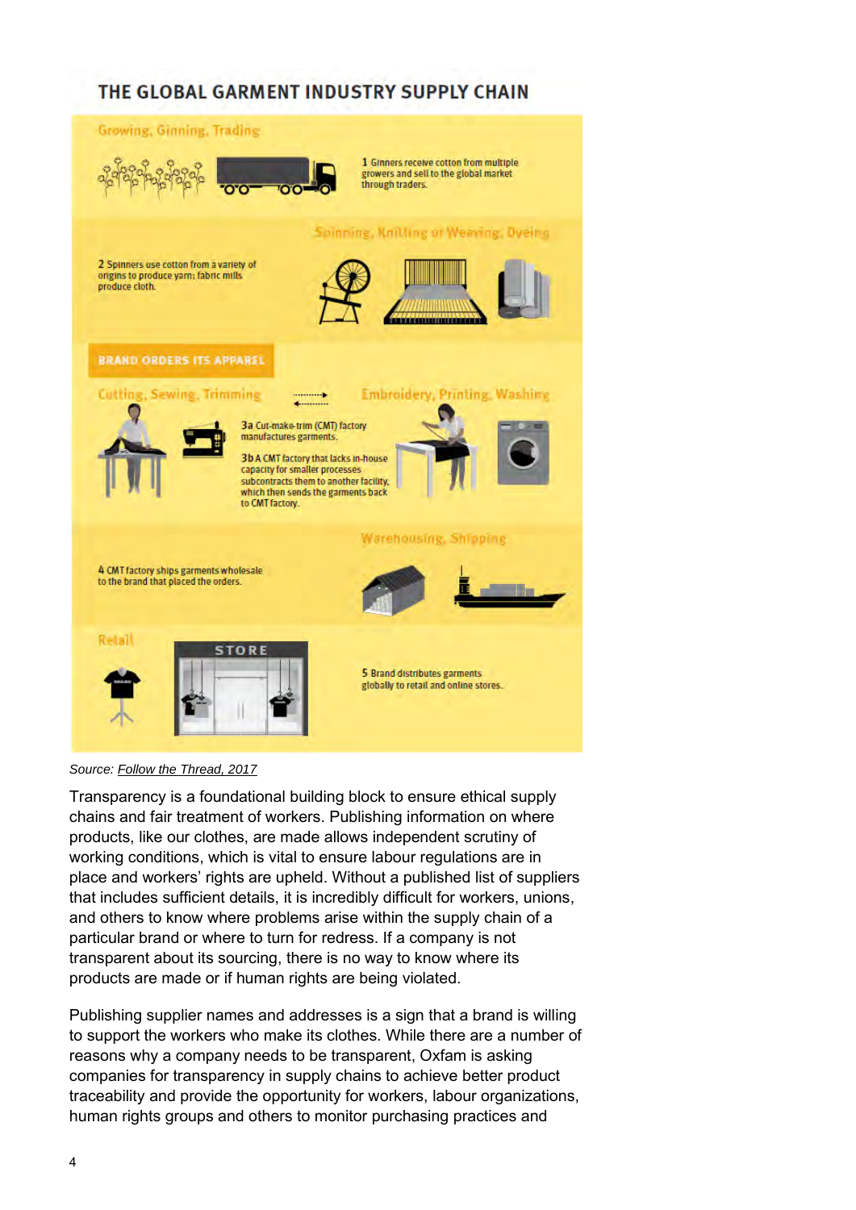## THE GLOBAL GARMENT INDUSTRY SUPPLY CHAIN

**Growing, Ginning, Trading**

1 Ginners receive cotton from multiple growers and sell to the global market through traders.

**Spinning, Knitting or Weaving, Dyeing**

2 Spinners use cotton from a variety of origins to produce yarn; fabric mills produce cloth.

**BRAND ORDERS ITS APPAREL**

**Cutting, Sewing, Trimming**

**Embroidery, Printing, Washing**

3a Cut-make-trim (CMT) factory manufactures garments.

3b A CMT factory that lacks in-house capacity for smaller processes subcontracts them to another facility, which then sends the garments back to CMT factory.

**Warehousing, Shipping**

4 CMT factory ships garments wholesale to the brand that placed the orders.

**Retail**

STORE

5 Brand distributes garments globally to retail and online stores.

*Source: Follow the Thread, 2017*

Transparency is a foundational building block to ensure ethical supply chains and fair treatment of workers. Publishing information on where products, like our clothes, are made allows independent scrutiny of working conditions, which is vital to ensure labour regulations are in place and workers' rights are upheld. Without a published list of suppliers that includes sufficient details, it is incredibly difficult for workers, unions, and others to know where problems arise within the supply chain of a particular brand or where to turn for redress. If a company is not transparent about its sourcing, there is no way to know where its products are made or if human rights are being violated.

Publishing supplier names and addresses is a sign that a brand is willing to support the workers who make its clothes. While there are a number of reasons why a company needs to be transparent, Oxfam is asking companies for transparency in supply chains to achieve better product traceability and provide the opportunity for workers, labour organizations, human rights groups and others to monitor purchasing practices and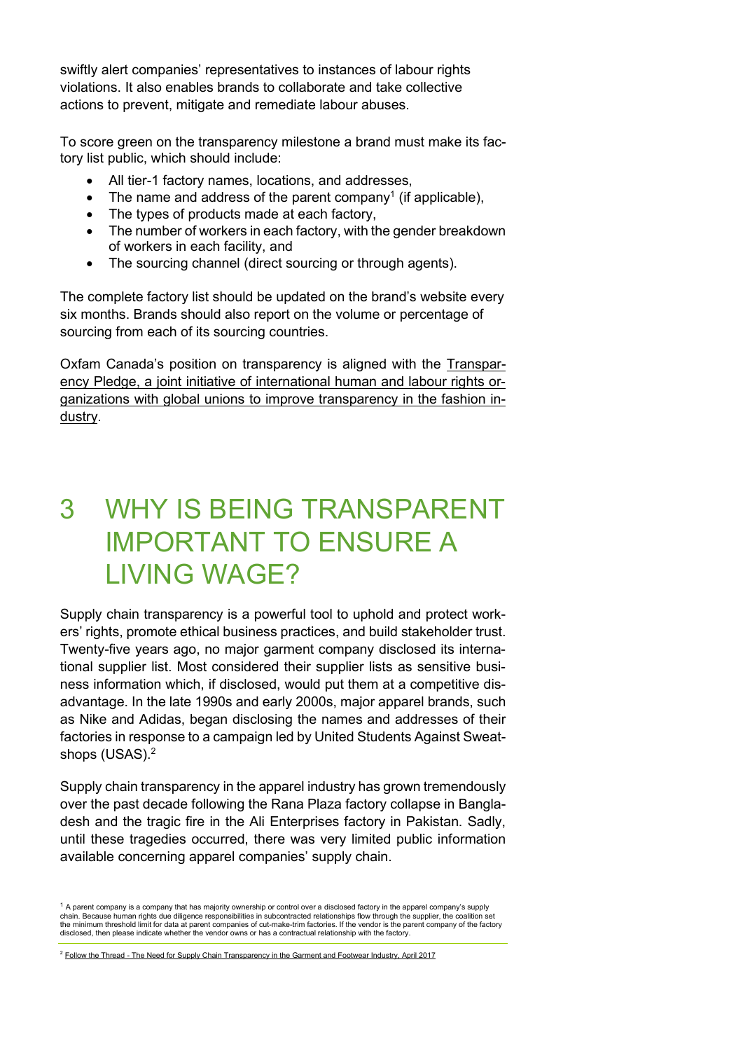swiftly alert companies' representatives to instances of labour rights violations. It also enables brands to collaborate and take collective actions to prevent, mitigate and remediate labour abuses.

To score green on the transparency milestone a brand must make its factory list public, which should include:

- All tier-1 factory names, locations, and addresses,
- The name and address of the parent company[1] (if applicable),
- The types of products made at each factory,
- The number of workers in each factory, with the gender breakdown of workers in each facility, and
- The sourcing channel (direct sourcing or through agents).

The complete factory list should be updated on the brand's website every six months. Brands should also report on the volume or percentage of sourcing from each of its sourcing countries.

Oxfam Canada's position on transparency is aligned with the Transparency Pledge, a joint initiative of international human and labour rights organizations with global unions to improve transparency in the fashion industry.

# 3 WHY IS BEING TRANSPARENT IMPORTANT TO ENSURE A LIVING WAGE?

Supply chain transparency is a powerful tool to uphold and protect workers' rights, promote ethical business practices, and build stakeholder trust. Twenty-five years ago, no major garment company disclosed its international supplier list. Most considered their supplier lists as sensitive business information which, if disclosed, would put them at a competitive disadvantage. In the late 1990s and early 2000s, major apparel brands, such as Nike and Adidas, began disclosing the names and addresses of their factories in response to a campaign led by United Students Against Sweatshops (USAS).[2]

Supply chain transparency in the apparel industry has grown tremendously over the past decade following the Rana Plaza factory collapse in Bangladesh and the tragic fire in the Ali Enterprises factory in Pakistan. Sadly, until these tragedies occurred, there was very limited public information available concerning apparel companies' supply chain.

[1] A parent company is a company that has majority ownership or control over a disclosed factory in the apparel company's supply chain. Because human rights due diligence responsibilities in subcontracted relationships flow through the supplier, the coalition set the minimum threshold limit for data at parent companies of cut-make-trim factories. If the vendor is the parent company of the factory disclosed, then please indicate whether the vendor owns or has a contractual relationship with the factory.

[2] Follow the Thread - The Need for Supply Chain Transparency in the Garment and Footwear Industry, April 2017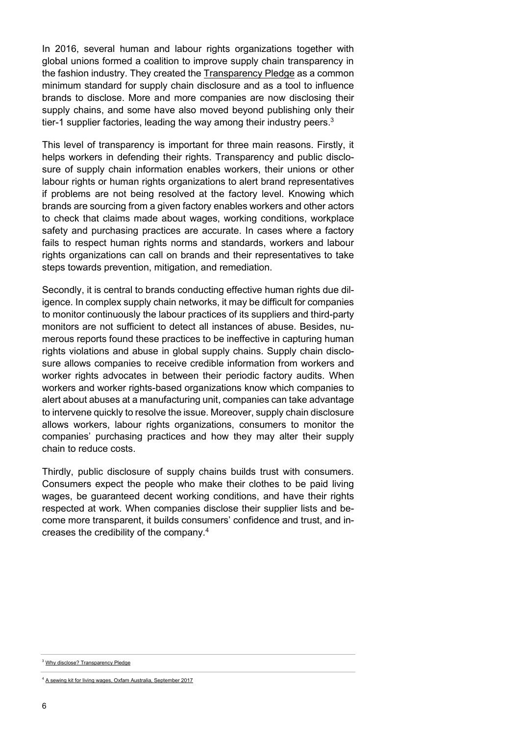In 2016, several human and labour rights organizations together with global unions formed a coalition to improve supply chain transparency in the fashion industry. They created the Transparency Pledge as a common minimum standard for supply chain disclosure and as a tool to influence brands to disclose. More and more companies are now disclosing their supply chains, and some have also moved beyond publishing only their tier-1 supplier factories, leading the way among their industry peers.[3]

This level of transparency is important for three main reasons. Firstly, it helps workers in defending their rights. Transparency and public disclosure of supply chain information enables workers, their unions or other labour rights or human rights organizations to alert brand representatives if problems are not being resolved at the factory level. Knowing which brands are sourcing from a given factory enables workers and other actors to check that claims made about wages, working conditions, workplace safety and purchasing practices are accurate. In cases where a factory fails to respect human rights norms and standards, workers and labour rights organizations can call on brands and their representatives to take steps towards prevention, mitigation, and remediation.

Secondly, it is central to brands conducting effective human rights due diligence. In complex supply chain networks, it may be difficult for companies to monitor continuously the labour practices of its suppliers and third-party monitors are not sufficient to detect all instances of abuse. Besides, numerous reports found these practices to be ineffective in capturing human rights violations and abuse in global supply chains. Supply chain disclosure allows companies to receive credible information from workers and worker rights advocates in between their periodic factory audits. When workers and worker rights-based organizations know which companies to alert about abuses at a manufacturing unit, companies can take advantage to intervene quickly to resolve the issue. Moreover, supply chain disclosure allows workers, labour rights organizations, consumers to monitor the companies' purchasing practices and how they may alter their supply chain to reduce costs.

Thirdly, public disclosure of supply chains builds trust with consumers. Consumers expect the people who make their clothes to be paid living wages, be guaranteed decent working conditions, and have their rights respected at work. When companies disclose their supplier lists and become more transparent, it builds consumers' confidence and trust, and increases the credibility of the company.[4]

---

[3] Why disclose? Transparency Pledge

[4] A sewing kit for living wages, Oxfam Australia, September 2017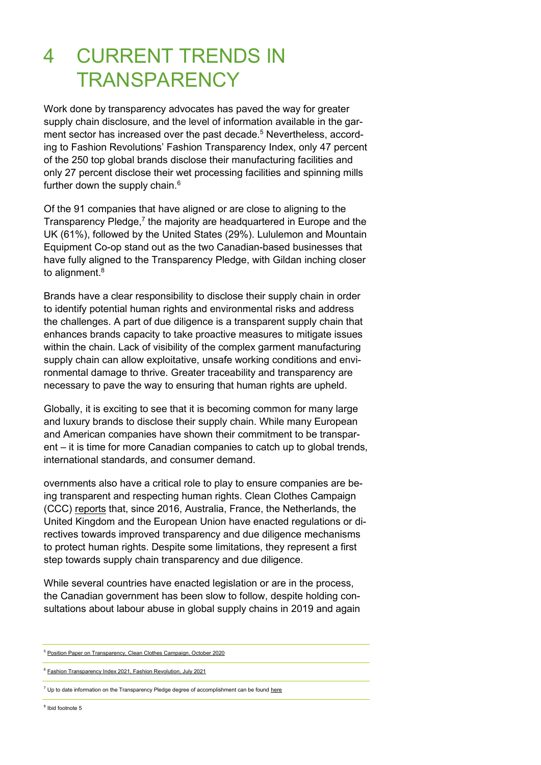# 4 CURRENT TRENDS IN TRANSPARENCY

Work done by transparency advocates has paved the way for greater supply chain disclosure, and the level of information available in the garment sector has increased over the past decade.[5] Nevertheless, according to Fashion Revolutions' Fashion Transparency Index, only 47 percent of the 250 top global brands disclose their manufacturing facilities and only 27 percent disclose their wet processing facilities and spinning mills further down the supply chain.[6]

Of the 91 companies that have aligned or are close to aligning to the Transparency Pledge,[7] the majority are headquartered in Europe and the UK (61%), followed by the United States (29%). Lululemon and Mountain Equipment Co-op stand out as the two Canadian-based businesses that have fully aligned to the Transparency Pledge, with Gildan inching closer to alignment.[8]

Brands have a clear responsibility to disclose their supply chain in order to identify potential human rights and environmental risks and address the challenges. A part of due diligence is a transparent supply chain that enhances brands capacity to take proactive measures to mitigate issues within the chain. Lack of visibility of the complex garment manufacturing supply chain can allow exploitative, unsafe working conditions and environmental damage to thrive. Greater traceability and transparency are necessary to pave the way to ensuring that human rights are upheld.

Globally, it is exciting to see that it is becoming common for many large and luxury brands to disclose their supply chain. While many European and American companies have shown their commitment to be transparent – it is time for more Canadian companies to catch up to global trends, international standards, and consumer demand.

overnments also have a critical role to play to ensure companies are being transparent and respecting human rights. Clean Clothes Campaign (CCC) reports that, since 2016, Australia, France, the Netherlands, the United Kingdom and the European Union have enacted regulations or directives towards improved transparency and due diligence mechanisms to protect human rights. Despite some limitations, they represent a first step towards supply chain transparency and due diligence.

While several countries have enacted legislation or are in the process, the Canadian government has been slow to follow, despite holding consultations about labour abuse in global supply chains in 2019 and again

---

[5] Position Paper on Transparency, Clean Clothes Campaign, October 2020

[6] Fashion Transparency Index 2021, Fashion Revolution, July 2021

[7] Up to date information on the Transparency Pledge degree of accomplishment can be found here

[8] Ibid footnote 5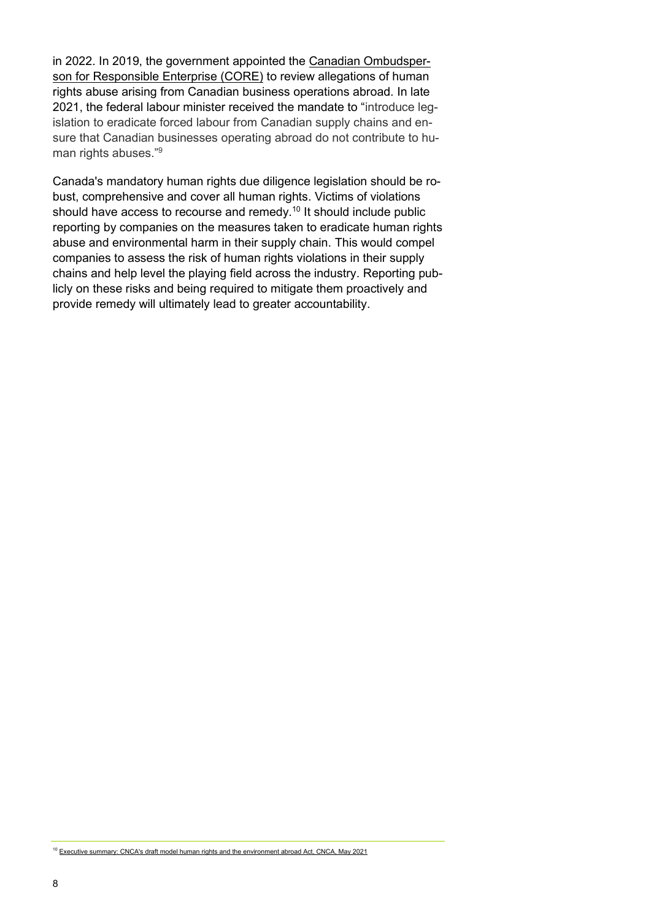in 2022. In 2019, the government appointed the Canadian Ombudsperson for Responsible Enterprise (CORE) to review allegations of human rights abuse arising from Canadian business operations abroad. In late 2021, the federal labour minister received the mandate to "introduce legislation to eradicate forced labour from Canadian supply chains and ensure that Canadian businesses operating abroad do not contribute to human rights abuses."[9]

Canada's mandatory human rights due diligence legislation should be robust, comprehensive and cover all human rights. Victims of violations should have access to recourse and remedy.[10] It should include public reporting by companies on the measures taken to eradicate human rights abuse and environmental harm in their supply chain. This would compel companies to assess the risk of human rights violations in their supply chains and help level the playing field across the industry. Reporting publicly on these risks and being required to mitigate them proactively and provide remedy will ultimately lead to greater accountability.

---

[10] Executive summary: CNCA's draft model human rights and the environment abroad Act, CNCA, May 2021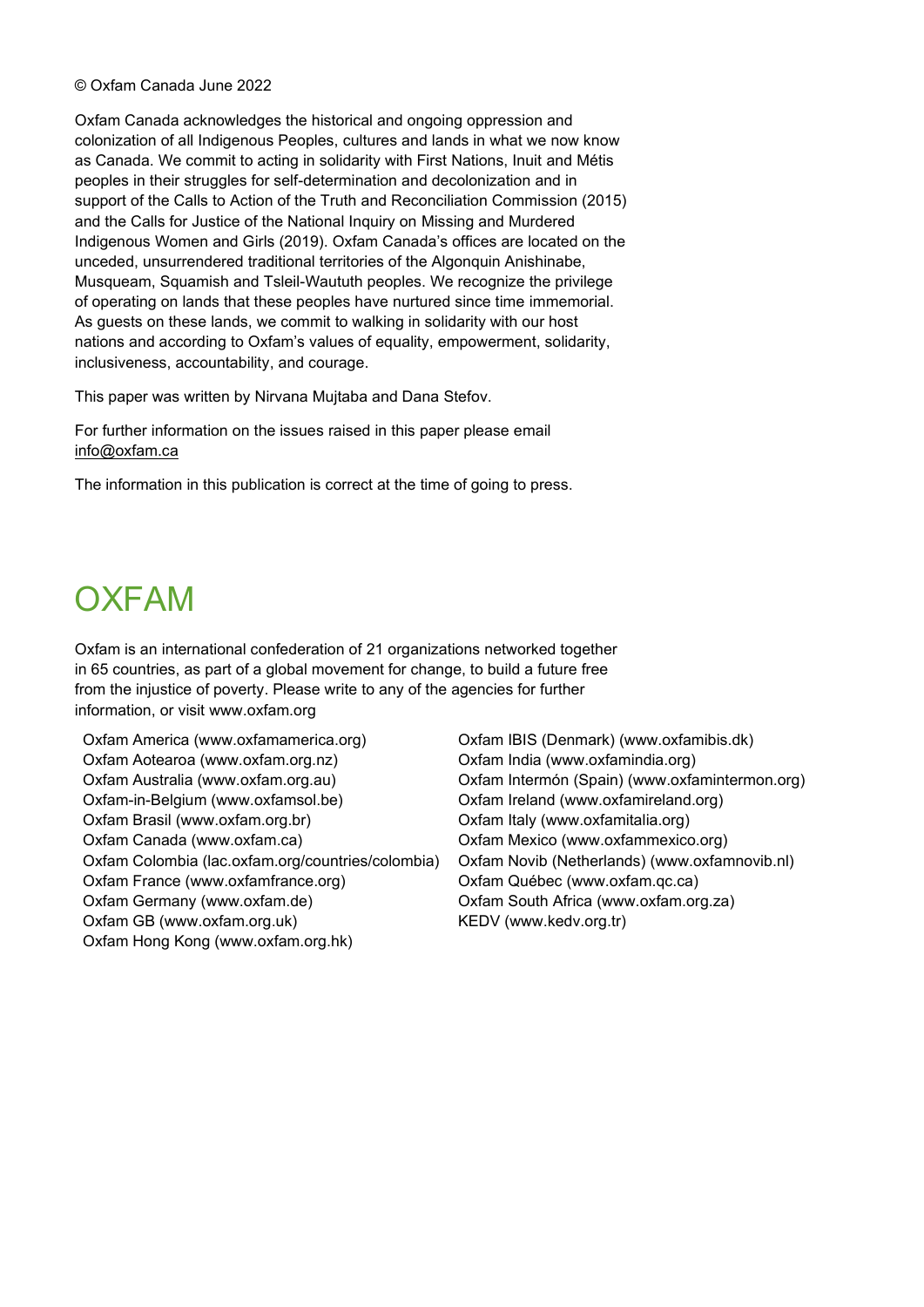© Oxfam Canada June 2022

Oxfam Canada acknowledges the historical and ongoing oppression and colonization of all Indigenous Peoples, cultures and lands in what we now know as Canada. We commit to acting in solidarity with First Nations, Inuit and Métis peoples in their struggles for self-determination and decolonization and in support of the Calls to Action of the Truth and Reconciliation Commission (2015) and the Calls for Justice of the National Inquiry on Missing and Murdered Indigenous Women and Girls (2019). Oxfam Canada's offices are located on the unceded, unsurrendered traditional territories of the Algonquin Anishinabe, Musqueam, Squamish and Tsleil-Waututh peoples. We recognize the privilege of operating on lands that these peoples have nurtured since time immemorial. As guests on these lands, we commit to walking in solidarity with our host nations and according to Oxfam's values of equality, empowerment, solidarity, inclusiveness, accountability, and courage.

This paper was written by Nirvana Mujtaba and Dana Stefov.

For further information on the issues raised in this paper please email info@oxfam.ca

The information in this publication is correct at the time of going to press.

# OXFAM

Oxfam is an international confederation of 21 organizations networked together in 65 countries, as part of a global movement for change, to build a future free from the injustice of poverty. Please write to any of the agencies for further information, or visit www.oxfam.org

Oxfam America (www.oxfamamerica.org)
Oxfam Aotearoa (www.oxfam.org.nz)
Oxfam Australia (www.oxfam.org.au)
Oxfam-in-Belgium (www.oxfamsol.be)
Oxfam Brasil (www.oxfam.org.br)
Oxfam Canada (www.oxfam.ca)
Oxfam Colombia (lac.oxfam.org/countries/colombia)
Oxfam France (www.oxfamfrance.org)
Oxfam Germany (www.oxfam.de)
Oxfam GB (www.oxfam.org.uk)
Oxfam Hong Kong (www.oxfam.org.hk)
Oxfam IBIS (Denmark) (www.oxfamibis.dk)
Oxfam India (www.oxfamindia.org)
Oxfam Intermón (Spain) (www.oxfamintermon.org)
Oxfam Ireland (www.oxfamireland.org)
Oxfam Italy (www.oxfamitalia.org)
Oxfam Mexico (www.oxfammexico.org)
Oxfam Novib (Netherlands) (www.oxfamnovib.nl)
Oxfam Québec (www.oxfam.qc.ca)
Oxfam South Africa (www.oxfam.org.za)
KEDV (www.kedv.org.tr)